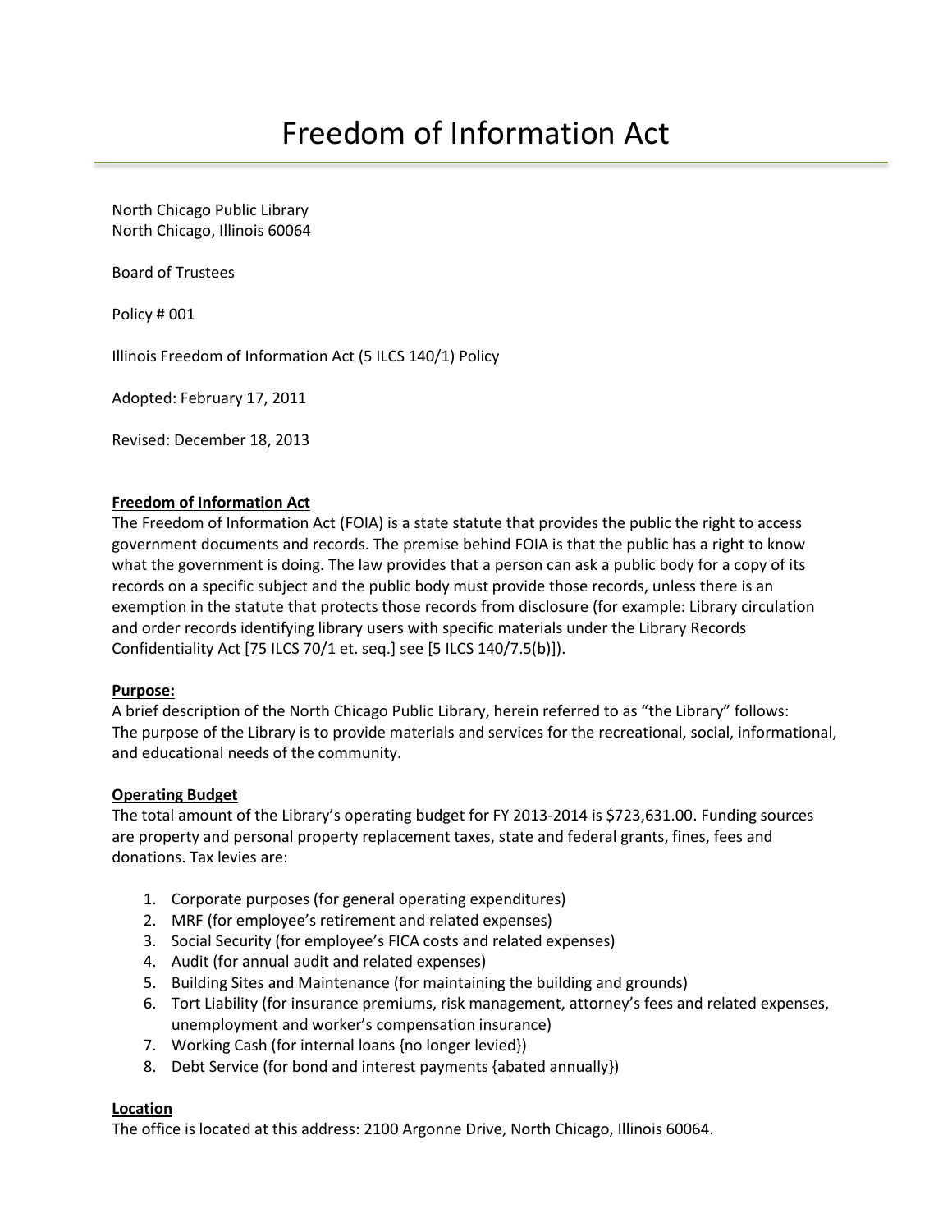# Freedom of Information Act

North Chicago Public Library
North Chicago, Illinois 60064

Board of Trustees

Policy # 001

Illinois Freedom of Information Act (5 ILCS 140/1) Policy

Adopted: February 17, 2011

Revised: December 18, 2013

**Freedom of Information Act**

The Freedom of Information Act (FOIA) is a state statute that provides the public the right to access government documents and records. The premise behind FOIA is that the public has a right to know what the government is doing. The law provides that a person can ask a public body for a copy of its records on a specific subject and the public body must provide those records, unless there is an exemption in the statute that protects those records from disclosure (for example: Library circulation and order records identifying library users with specific materials under the Library Records Confidentiality Act [75 ILCS 70/1 et. seq.] see [5 ILCS 140/7.5(b)]).

**Purpose:**

A brief description of the North Chicago Public Library, herein referred to as "the Library" follows:
The purpose of the Library is to provide materials and services for the recreational, social, informational, and educational needs of the community.

**Operating Budget**

The total amount of the Library's operating budget for FY 2013-2014 is $723,631.00. Funding sources are property and personal property replacement taxes, state and federal grants, fines, fees and donations. Tax levies are:

1. Corporate purposes (for general operating expenditures)
2. MRF (for employee's retirement and related expenses)
3. Social Security (for employee's FICA costs and related expenses)
4. Audit (for annual audit and related expenses)
5. Building Sites and Maintenance (for maintaining the building and grounds)
6. Tort Liability (for insurance premiums, risk management, attorney's fees and related expenses, unemployment and worker's compensation insurance)
7. Working Cash (for internal loans {no longer levied})
8. Debt Service (for bond and interest payments {abated annually})

**Location**

The office is located at this address: 2100 Argonne Drive, North Chicago, Illinois 60064.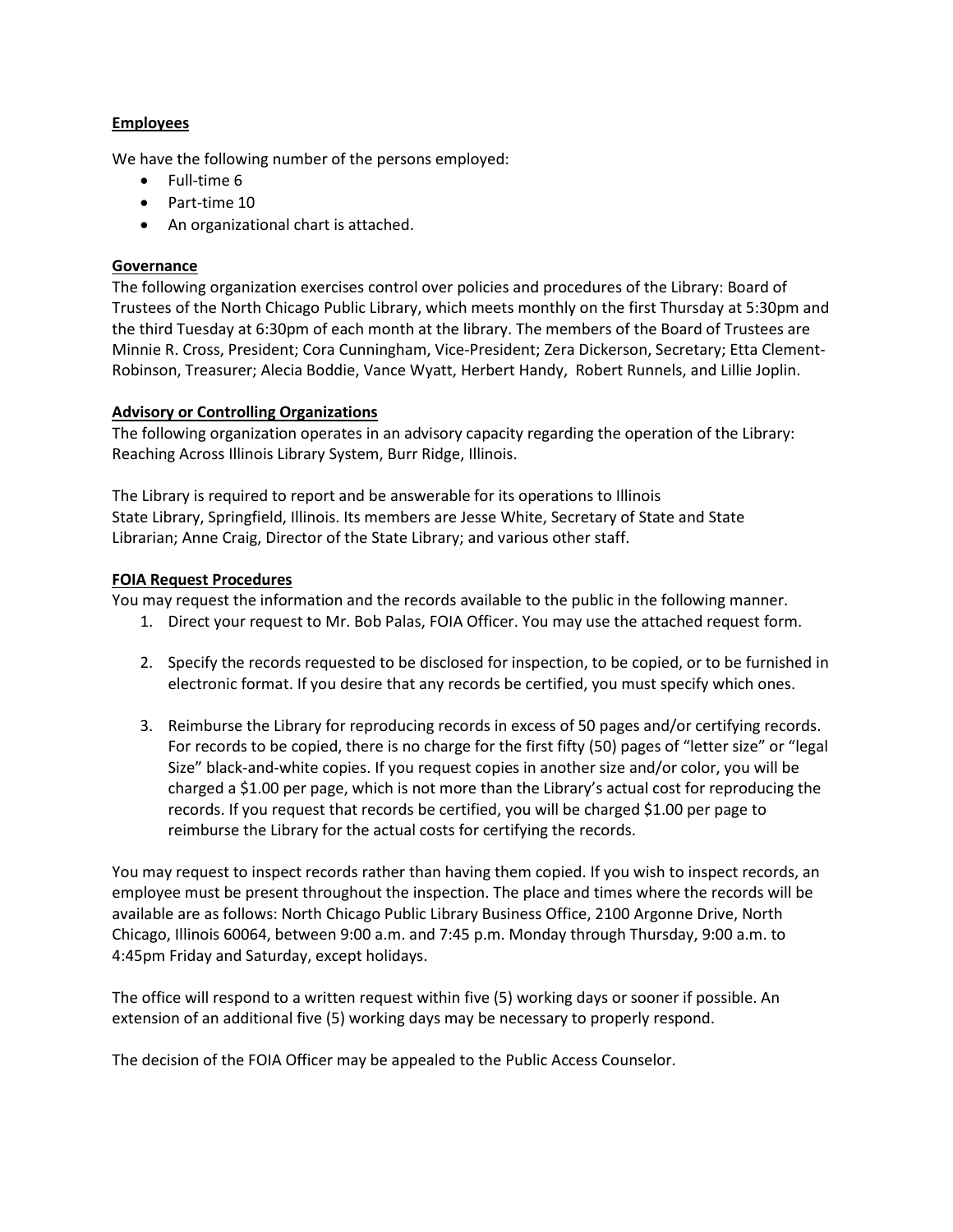**Employees**

We have the following number of the persons employed:

- Full-time 6
- Part-time 10
- An organizational chart is attached.

**Governance**

The following organization exercises control over policies and procedures of the Library: Board of Trustees of the North Chicago Public Library, which meets monthly on the first Thursday at 5:30pm and the third Tuesday at 6:30pm of each month at the library. The members of the Board of Trustees are Minnie R. Cross, President; Cora Cunningham, Vice-President; Zera Dickerson, Secretary; Etta Clement-Robinson, Treasurer; Alecia Boddie, Vance Wyatt, Herbert Handy, Robert Runnels, and Lillie Joplin.

**Advisory or Controlling Organizations**

The following organization operates in an advisory capacity regarding the operation of the Library: Reaching Across Illinois Library System, Burr Ridge, Illinois.

The Library is required to report and be answerable for its operations to Illinois State Library, Springfield, Illinois. Its members are Jesse White, Secretary of State and State Librarian; Anne Craig, Director of the State Library; and various other staff.

**FOIA Request Procedures**

You may request the information and the records available to the public in the following manner.

1. Direct your request to Mr. Bob Palas, FOIA Officer. You may use the attached request form.

2. Specify the records requested to be disclosed for inspection, to be copied, or to be furnished in electronic format. If you desire that any records be certified, you must specify which ones.

3. Reimburse the Library for reproducing records in excess of 50 pages and/or certifying records. For records to be copied, there is no charge for the first fifty (50) pages of "letter size" or "legal Size" black-and-white copies. If you request copies in another size and/or color, you will be charged a $1.00 per page, which is not more than the Library's actual cost for reproducing the records. If you request that records be certified, you will be charged $1.00 per page to reimburse the Library for the actual costs for certifying the records.

You may request to inspect records rather than having them copied. If you wish to inspect records, an employee must be present throughout the inspection. The place and times where the records will be available are as follows: North Chicago Public Library Business Office, 2100 Argonne Drive, North Chicago, Illinois 60064, between 9:00 a.m. and 7:45 p.m. Monday through Thursday, 9:00 a.m. to 4:45pm Friday and Saturday, except holidays.

The office will respond to a written request within five (5) working days or sooner if possible. An extension of an additional five (5) working days may be necessary to properly respond.

The decision of the FOIA Officer may be appealed to the Public Access Counselor.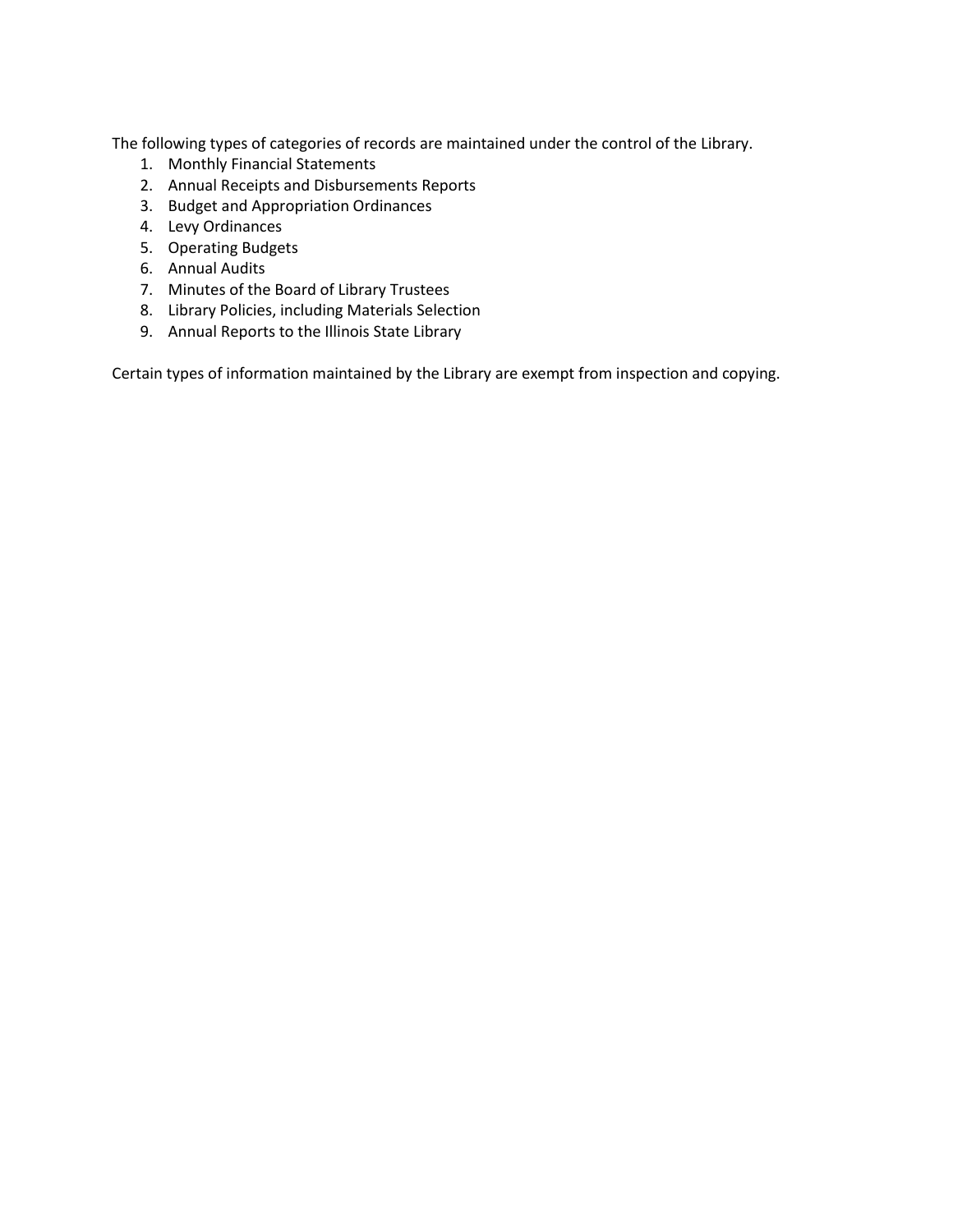The following types of categories of records are maintained under the control of the Library.

1. Monthly Financial Statements
2. Annual Receipts and Disbursements Reports
3. Budget and Appropriation Ordinances
4. Levy Ordinances
5. Operating Budgets
6. Annual Audits
7. Minutes of the Board of Library Trustees
8. Library Policies, including Materials Selection
9. Annual Reports to the Illinois State Library

Certain types of information maintained by the Library are exempt from inspection and copying.